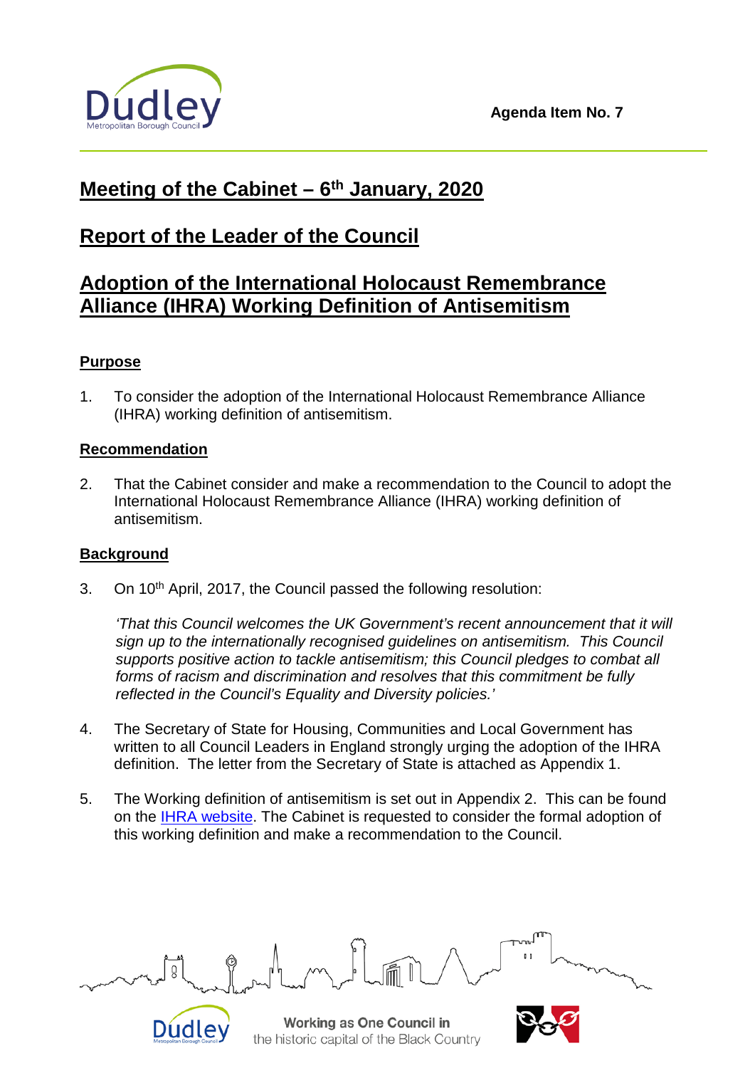Agenda Item No. 7

# Meeting of the Cabinet – 6th January, 2020

# Report of the Leader of the Council

# Adoption of the International Holocaust Remembrance Alliance (IHRA) Working Definition of Antisemitism

## Purpose

1. To consider the adoption of the International Holocaust Remembrance Alliance (IHRA) working definition of antisemitism.

## Recommendation

2. That the Cabinet consider and make a recommendation to the Council to adopt the International Holocaust Remembrance Alliance (IHRA) working definition of antisemitism.

## Background

3. On 10th April, 2017, the Council passed the following resolution:

   *'That this Council welcomes the UK Government's recent announcement that it will sign up to the internationally recognised guidelines on antisemitism. This Council supports positive action to tackle antisemitism; this Council pledges to combat all forms of racism and discrimination and resolves that this commitment be fully reflected in the Council's Equality and Diversity policies.'*

4. The Secretary of State for Housing, Communities and Local Government has written to all Council Leaders in England strongly urging the adoption of the IHRA definition. The letter from the Secretary of State is attached as Appendix 1.

5. The Working definition of antisemitism is set out in Appendix 2. This can be found on the IHRA website. The Cabinet is requested to consider the formal adoption of this working definition and make a recommendation to the Council.

Working as One Council in the historic capital of the Black Country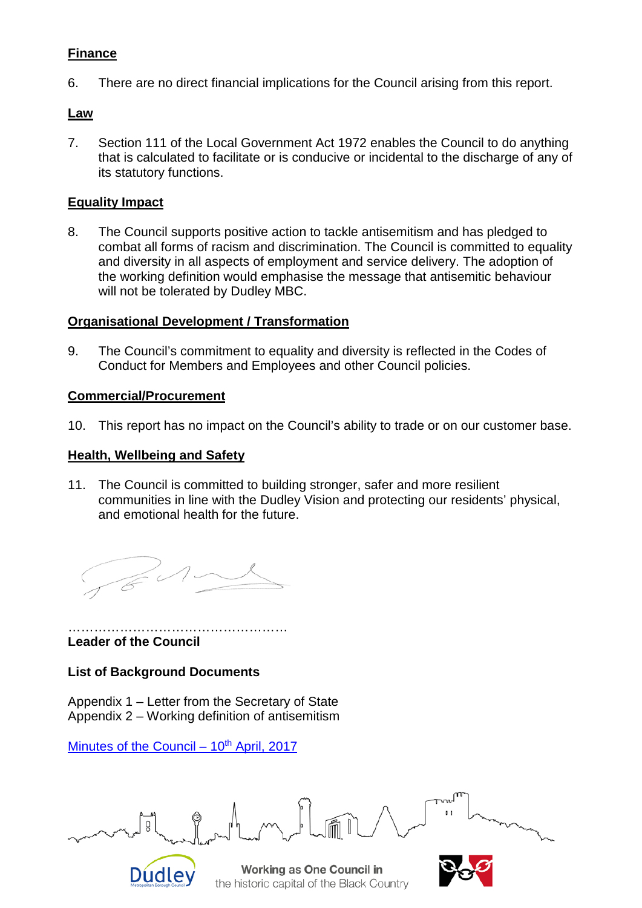**Finance**

6. There are no direct financial implications for the Council arising from this report.

**Law**

7. Section 111 of the Local Government Act 1972 enables the Council to do anything that is calculated to facilitate or is conducive or incidental to the discharge of any of its statutory functions.

**Equality Impact**

8. The Council supports positive action to tackle antisemitism and has pledged to combat all forms of racism and discrimination. The Council is committed to equality and diversity in all aspects of employment and service delivery. The adoption of the working definition would emphasise the message that antisemitic behaviour will not be tolerated by Dudley MBC.

**Organisational Development / Transformation**

9. The Council's commitment to equality and diversity is reflected in the Codes of Conduct for Members and Employees and other Council policies.

**Commercial/Procurement**

10. This report has no impact on the Council's ability to trade or on our customer base.

**Health, Wellbeing and Safety**

11. The Council is committed to building stronger, safer and more resilient communities in line with the Dudley Vision and protecting our residents' physical, and emotional health for the future.

……………………………………………

**Leader of the Council**

**List of Background Documents**

Appendix 1 – Letter from the Secretary of State
Appendix 2 – Working definition of antisemitism

Minutes of the Council – 10th April, 2017

Working as One Council in the historic capital of the Black Country